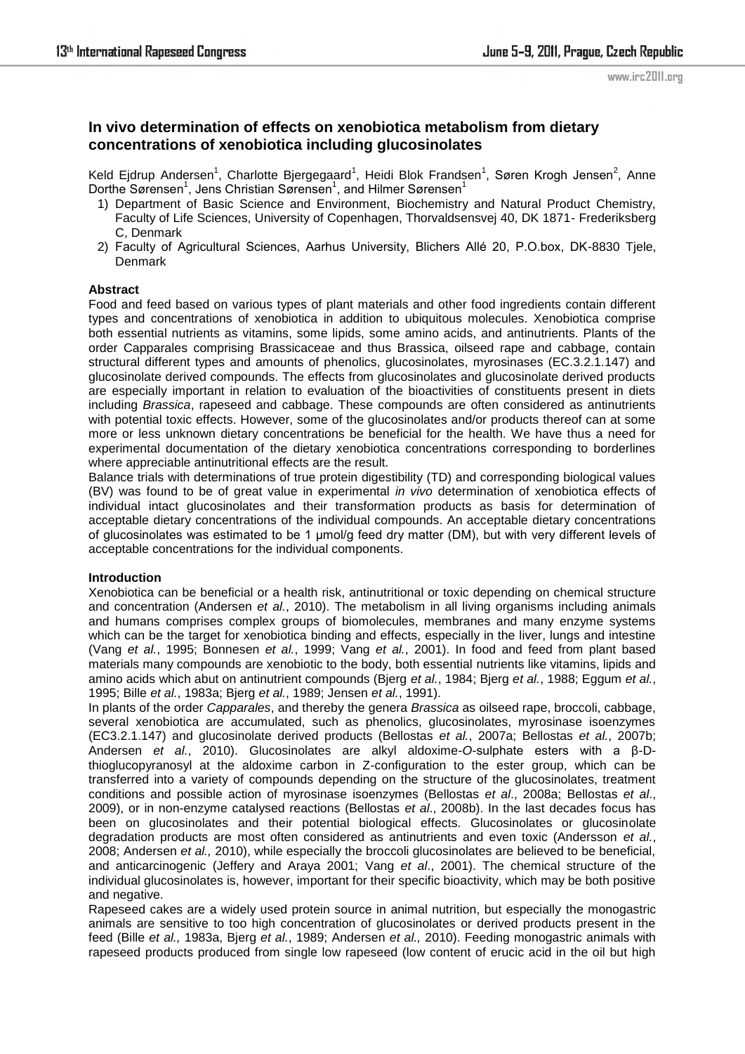# In vivo determination of effects on xenobiotica metabolism from dietary concentrations of xenobiotica including glucosinolates

Keld Ejdrup Andersen[1], Charlotte Bjergegaard[1], Heidi Blok Frandsen[1], Søren Krogh Jensen[2], Anne Dorthe Sørensen[1], Jens Christian Sørensen[1], and Hilmer Sørensen[1]

1) Department of Basic Science and Environment, Biochemistry and Natural Product Chemistry, Faculty of Life Sciences, University of Copenhagen, Thorvaldsensvej 40, DK 1871- Frederiksberg C, Denmark
2) Faculty of Agricultural Sciences, Aarhus University, Blichers Allé 20, P.O.box, DK-8830 Tjele, Denmark

**Abstract**

Food and feed based on various types of plant materials and other food ingredients contain different types and concentrations of xenobiotica in addition to ubiquitous molecules. Xenobiotica comprise both essential nutrients as vitamins, some lipids, some amino acids, and antinutrients. Plants of the order Capparales comprising Brassicaceae and thus Brassica, oilseed rape and cabbage, contain structural different types and amounts of phenolics, glucosinolates, myrosinases (EC.3.2.1.147) and glucosinolate derived compounds. The effects from glucosinolates and glucosinolate derived products are especially important in relation to evaluation of the bioactivities of constituents present in diets including *Brassica*, rapeseed and cabbage. These compounds are often considered as antinutrients with potential toxic effects. However, some of the glucosinolates and/or products thereof can at some more or less unknown dietary concentrations be beneficial for the health. We have thus a need for experimental documentation of the dietary xenobiotica concentrations corresponding to borderlines where appreciable antinutritional effects are the result.

Balance trials with determinations of true protein digestibility (TD) and corresponding biological values (BV) was found to be of great value in experimental *in vivo* determination of xenobiotica effects of individual intact glucosinolates and their transformation products as basis for determination of acceptable dietary concentrations of the individual compounds. An acceptable dietary concentrations of glucosinolates was estimated to be 1 µmol/g feed dry matter (DM), but with very different levels of acceptable concentrations for the individual components.

**Introduction**

Xenobiotica can be beneficial or a health risk, antinutritional or toxic depending on chemical structure and concentration (Andersen *et al.*, 2010). The metabolism in all living organisms including animals and humans comprises complex groups of biomolecules, membranes and many enzyme systems which can be the target for xenobiotica binding and effects, especially in the liver, lungs and intestine (Vang *et al.*, 1995; Bonnesen *et al.*, 1999; Vang *et al.*, 2001). In food and feed from plant based materials many compounds are xenobiotic to the body, both essential nutrients like vitamins, lipids and amino acids which abut on antinutrient compounds (Bjerg *et al.*, 1984; Bjerg *et al.*, 1988; Eggum *et al.*, 1995; Bille *et al.*, 1983a; Bjerg *et al.*, 1989; Jensen *et al.*, 1991).

In plants of the order *Capparales*, and thereby the genera *Brassica* as oilseed rape, broccoli, cabbage, several xenobiotica are accumulated, such as phenolics, glucosinolates, myrosinase isoenzymes (EC3.2.1.147) and glucosinolate derived products (Bellostas *et al.*, 2007a; Bellostas *et al.*, 2007b; Andersen *et al.*, 2010). Glucosinolates are alkyl aldoxime-*O*-sulphate esters with a β-D-thioglucopyranosyl at the aldoxime carbon in Z-configuration to the ester group, which can be transferred into a variety of compounds depending on the structure of the glucosinolates, treatment conditions and possible action of myrosinase isoenzymes (Bellostas *et al*., 2008a; Bellostas *et al*., 2009), or in non-enzyme catalysed reactions (Bellostas *et al*., 2008b). In the last decades focus has been on glucosinolates and their potential biological effects. Glucosinolates or glucosinolate degradation products are most often considered as antinutrients and even toxic (Andersson *et al.*, 2008; Andersen *et al.,* 2010), while especially the broccoli glucosinolates are believed to be beneficial, and anticarcinogenic (Jeffery and Araya 2001; Vang *et al*., 2001). The chemical structure of the individual glucosinolates is, however, important for their specific bioactivity, which may be both positive and negative.

Rapeseed cakes are a widely used protein source in animal nutrition, but especially the monogastric animals are sensitive to too high concentration of glucosinolates or derived products present in the feed (Bille *et al.,* 1983a, Bjerg *et al.*, 1989; Andersen *et al.,* 2010). Feeding monogastric animals with rapeseed products produced from single low rapeseed (low content of erucic acid in the oil but high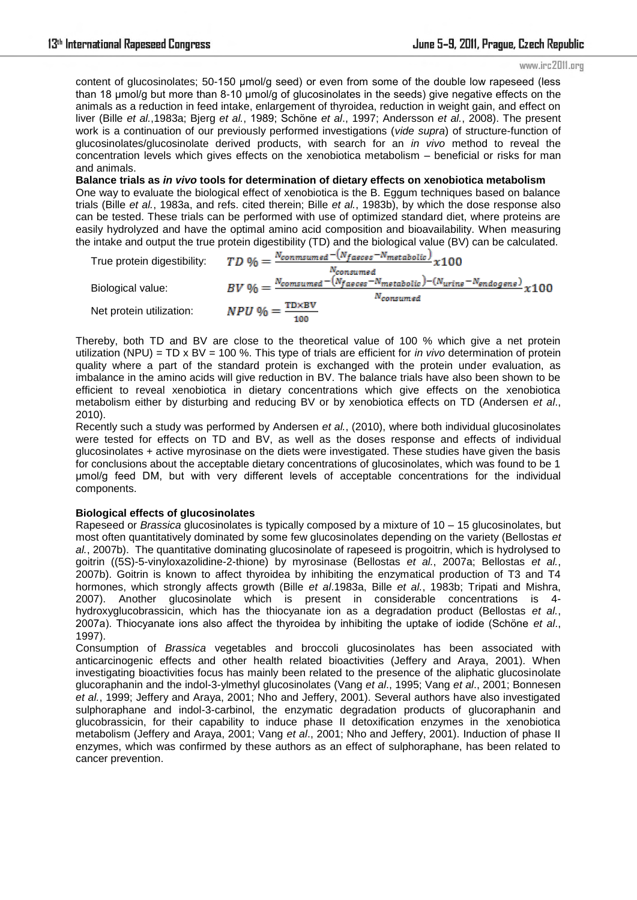content of glucosinolates; 50-150 µmol/g seed) or even from some of the double low rapeseed (less than 18 µmol/g but more than 8-10 µmol/g of glucosinolates in the seeds) give negative effects on the animals as a reduction in feed intake, enlargement of thyroidea, reduction in weight gain, and effect on liver (Bille *et al.*,1983a; Bjerg *et al.*, 1989; Schöne *et al*., 1997; Andersson *et al.*, 2008). The present work is a continuation of our previously performed investigations (*vide supra*) of structure-function of glucosinolates/glucosinolate derived products, with search for an *in vivo* method to reveal the concentration levels which gives effects on the xenobiotica metabolism – beneficial or risks for man and animals.

**Balance trials as *in vivo* tools for determination of dietary effects on xenobiotica metabolism**

One way to evaluate the biological effect of xenobiotica is the B. Eggum techniques based on balance trials (Bille *et al.*, 1983a, and refs. cited therein; Bille *et al.*, 1983b), by which the dose response also can be tested. These trials can be performed with use of optimized standard diet, where proteins are easily hydrolyzed and have the optimal amino acid composition and bioavailability. When measuring the intake and output the true protein digestibility (TD) and the biological value (BV) can be calculated.

True protein digestibility: $$TD\ \% = \frac{N_{conmsumed} - (N_{faeces} - N_{metabolic})}{N_{consumed}} x100$$

Biological value: $$BV\ \% = \frac{N_{comsumed} - (N_{faeces} - N_{metabolic}) - (N_{urine} - N_{endogene})}{N_{consumed}} x100$$

Net protein utilization: $$NPU\ \% = \frac{\mathrm{TD} \times \mathrm{BV}}{100}$$

Thereby, both TD and BV are close to the theoretical value of 100 % which give a net protein utilization (NPU) = TD x BV = 100 %. This type of trials are efficient for *in vivo* determination of protein quality where a part of the standard protein is exchanged with the protein under evaluation, as imbalance in the amino acids will give reduction in BV. The balance trials have also been shown to be efficient to reveal xenobiotica in dietary concentrations which give effects on the xenobiotica metabolism either by disturbing and reducing BV or by xenobiotica effects on TD (Andersen *et al*., 2010).

Recently such a study was performed by Andersen *et al.*, (2010), where both individual glucosinolates were tested for effects on TD and BV, as well as the doses response and effects of individual glucosinolates + active myrosinase on the diets were investigated. These studies have given the basis for conclusions about the acceptable dietary concentrations of glucosinolates, which was found to be 1 µmol/g feed DM, but with very different levels of acceptable concentrations for the individual components.

**Biological effects of glucosinolates**

Rapeseed or *Brassica* glucosinolates is typically composed by a mixture of 10 – 15 glucosinolates, but most often quantitatively dominated by some few glucosinolates depending on the variety (Bellostas *et al.*, 2007b). The quantitative dominating glucosinolate of rapeseed is progoitrin, which is hydrolysed to goitrin ((5S)-5-vinyloxazolidine-2-thione) by myrosinase (Bellostas *et al.*, 2007a; Bellostas *et al.*, 2007b). Goitrin is known to affect thyroidea by inhibiting the enzymatical production of T3 and T4 hormones, which strongly affects growth (Bille *et al*.1983a, Bille *et al.*, 1983b; Tripati and Mishra, 2007). Another glucosinolate which is present in considerable concentrations is 4-hydroxyglucobrassicin, which has the thiocyanate ion as a degradation product (Bellostas *et al.*, 2007a). Thiocyanate ions also affect the thyroidea by inhibiting the uptake of iodide (Schöne *et al*., 1997).

Consumption of *Brassica* vegetables and broccoli glucosinolates has been associated with anticarcinogenic effects and other health related bioactivities (Jeffery and Araya, 2001). When investigating bioactivities focus has mainly been related to the presence of the aliphatic glucosinolate glucoraphanin and the indol-3-ylmethyl glucosinolates (Vang *et al*., 1995; Vang *et al*., 2001; Bonnesen *et al.*, 1999; Jeffery and Araya, 2001; Nho and Jeffery, 2001). Several authors have also investigated sulphoraphane and indol-3-carbinol, the enzymatic degradation products of glucoraphanin and glucobrassicin, for their capability to induce phase II detoxification enzymes in the xenobiotica metabolism (Jeffery and Araya, 2001; Vang *et al*., 2001; Nho and Jeffery, 2001). Induction of phase II enzymes, which was confirmed by these authors as an effect of sulphoraphane, has been related to cancer prevention.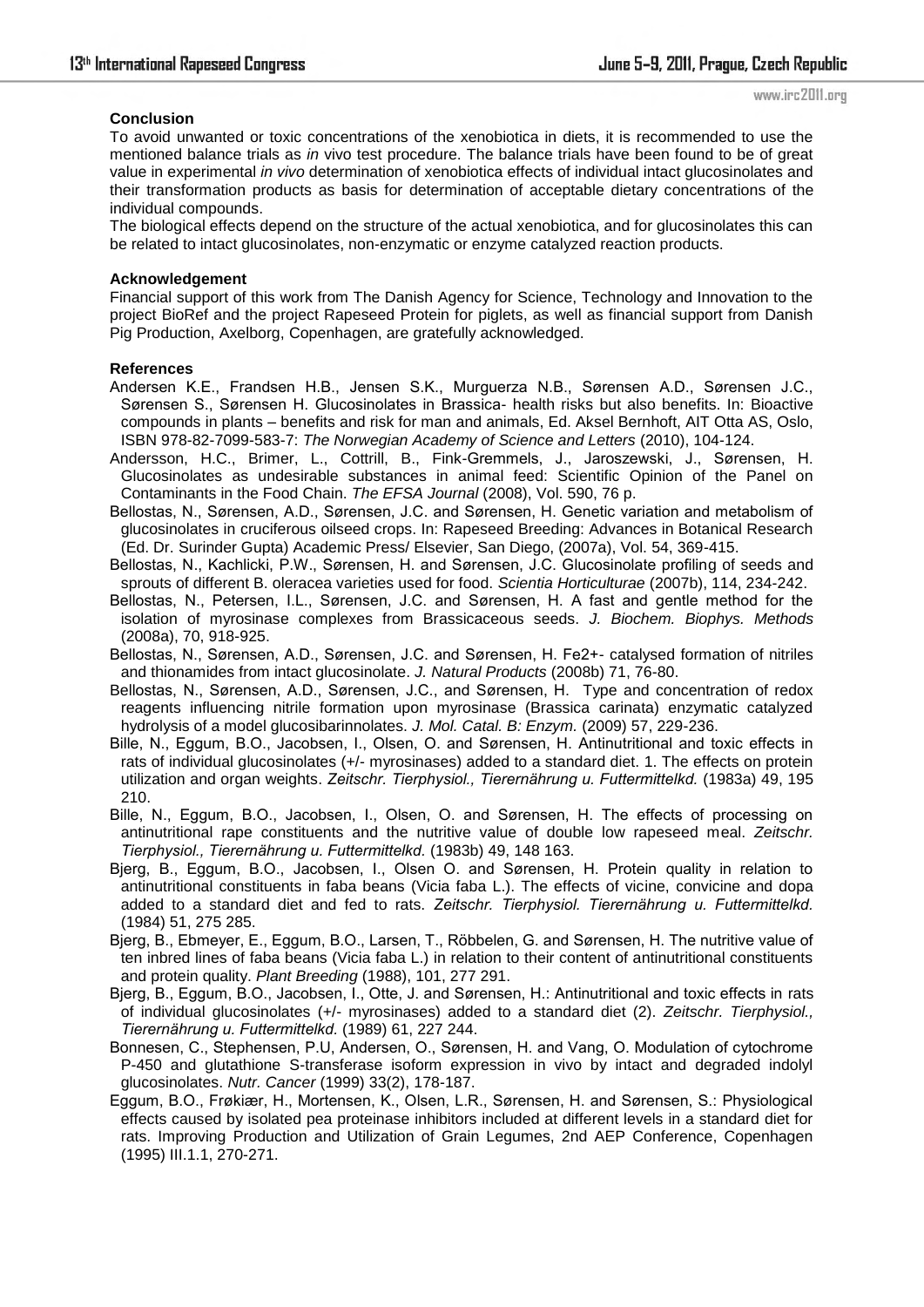**Conclusion**

To avoid unwanted or toxic concentrations of the xenobiotica in diets, it is recommended to use the mentioned balance trials as *in* vivo test procedure. The balance trials have been found to be of great value in experimental *in vivo* determination of xenobiotica effects of individual intact glucosinolates and their transformation products as basis for determination of acceptable dietary concentrations of the individual compounds.

The biological effects depend on the structure of the actual xenobiotica, and for glucosinolates this can be related to intact glucosinolates, non-enzymatic or enzyme catalyzed reaction products.

**Acknowledgement**

Financial support of this work from The Danish Agency for Science, Technology and Innovation to the project BioRef and the project Rapeseed Protein for piglets, as well as financial support from Danish Pig Production, Axelborg, Copenhagen, are gratefully acknowledged.

**References**

Andersen K.E., Frandsen H.B., Jensen S.K., Murguerza N.B., Sørensen A.D., Sørensen J.C., Sørensen S., Sørensen H. Glucosinolates in Brassica- health risks but also benefits. In: Bioactive compounds in plants – benefits and risk for man and animals, Ed. Aksel Bernhoft, AIT Otta AS, Oslo, ISBN 978-82-7099-583-7: *The Norwegian Academy of Science and Letters* (2010), 104-124.

Andersson, H.C., Brimer, L., Cottrill, B., Fink-Gremmels, J., Jaroszewski, J., Sørensen, H. Glucosinolates as undesirable substances in animal feed: Scientific Opinion of the Panel on Contaminants in the Food Chain. *The EFSA Journal* (2008), Vol. 590, 76 p.

Bellostas, N., Sørensen, A.D., Sørensen, J.C. and Sørensen, H. Genetic variation and metabolism of glucosinolates in cruciferous oilseed crops. In: Rapeseed Breeding: Advances in Botanical Research (Ed. Dr. Surinder Gupta) Academic Press/ Elsevier, San Diego, (2007a), Vol. 54, 369-415.

Bellostas, N., Kachlicki, P.W., Sørensen, H. and Sørensen, J.C. Glucosinolate profiling of seeds and sprouts of different B. oleracea varieties used for food. *Scientia Horticulturae* (2007b), 114, 234-242.

Bellostas, N., Petersen, I.L., Sørensen, J.C. and Sørensen, H. A fast and gentle method for the isolation of myrosinase complexes from Brassicaceous seeds. *J. Biochem. Biophys. Methods* (2008a), 70, 918-925.

Bellostas, N., Sørensen, A.D., Sørensen, J.C. and Sørensen, H. Fe2+- catalysed formation of nitriles and thionamides from intact glucosinolate. *J. Natural Products* (2008b) 71, 76-80.

Bellostas, N., Sørensen, A.D., Sørensen, J.C., and Sørensen, H. Type and concentration of redox reagents influencing nitrile formation upon myrosinase (Brassica carinata) enzymatic catalyzed hydrolysis of a model glucosibarinnolates. *J. Mol. Catal. B: Enzym.* (2009) 57, 229-236.

Bille, N., Eggum, B.O., Jacobsen, I., Olsen, O. and Sørensen, H. Antinutritional and toxic effects in rats of individual glucosinolates (+/- myrosinases) added to a standard diet. 1. The effects on protein utilization and organ weights. *Zeitschr. Tierphysiol., Tierernährung u. Futtermittelkd.* (1983a) 49, 195 210.

Bille, N., Eggum, B.O., Jacobsen, I., Olsen, O. and Sørensen, H. The effects of processing on antinutritional rape constituents and the nutritive value of double low rapeseed meal. *Zeitschr. Tierphysiol., Tierernährung u. Futtermittelkd.* (1983b) 49, 148 163.

Bjerg, B., Eggum, B.O., Jacobsen, I., Olsen O. and Sørensen, H. Protein quality in relation to antinutritional constituents in faba beans (Vicia faba L.). The effects of vicine, convicine and dopa added to a standard diet and fed to rats. *Zeitschr. Tierphysiol. Tierernährung u. Futtermittelkd.* (1984) 51, 275 285.

Bjerg, B., Ebmeyer, E., Eggum, B.O., Larsen, T., Röbbelen, G. and Sørensen, H. The nutritive value of ten inbred lines of faba beans (Vicia faba L.) in relation to their content of antinutritional constituents and protein quality. *Plant Breeding* (1988), 101, 277 291.

Bjerg, B., Eggum, B.O., Jacobsen, I., Otte, J. and Sørensen, H.: Antinutritional and toxic effects in rats of individual glucosinolates (+/- myrosinases) added to a standard diet (2). *Zeitschr. Tierphysiol., Tierernährung u. Futtermittelkd.* (1989) 61, 227 244.

Bonnesen, C., Stephensen, P.U, Andersen, O., Sørensen, H. and Vang, O. Modulation of cytochrome P-450 and glutathione S-transferase isoform expression in vivo by intact and degraded indolyl glucosinolates. *Nutr. Cancer* (1999) 33(2), 178-187.

Eggum, B.O., Frøkiær, H., Mortensen, K., Olsen, L.R., Sørensen, H. and Sørensen, S.: Physiological effects caused by isolated pea proteinase inhibitors included at different levels in a standard diet for rats. Improving Production and Utilization of Grain Legumes, 2nd AEP Conference, Copenhagen (1995) III.1.1, 270-271.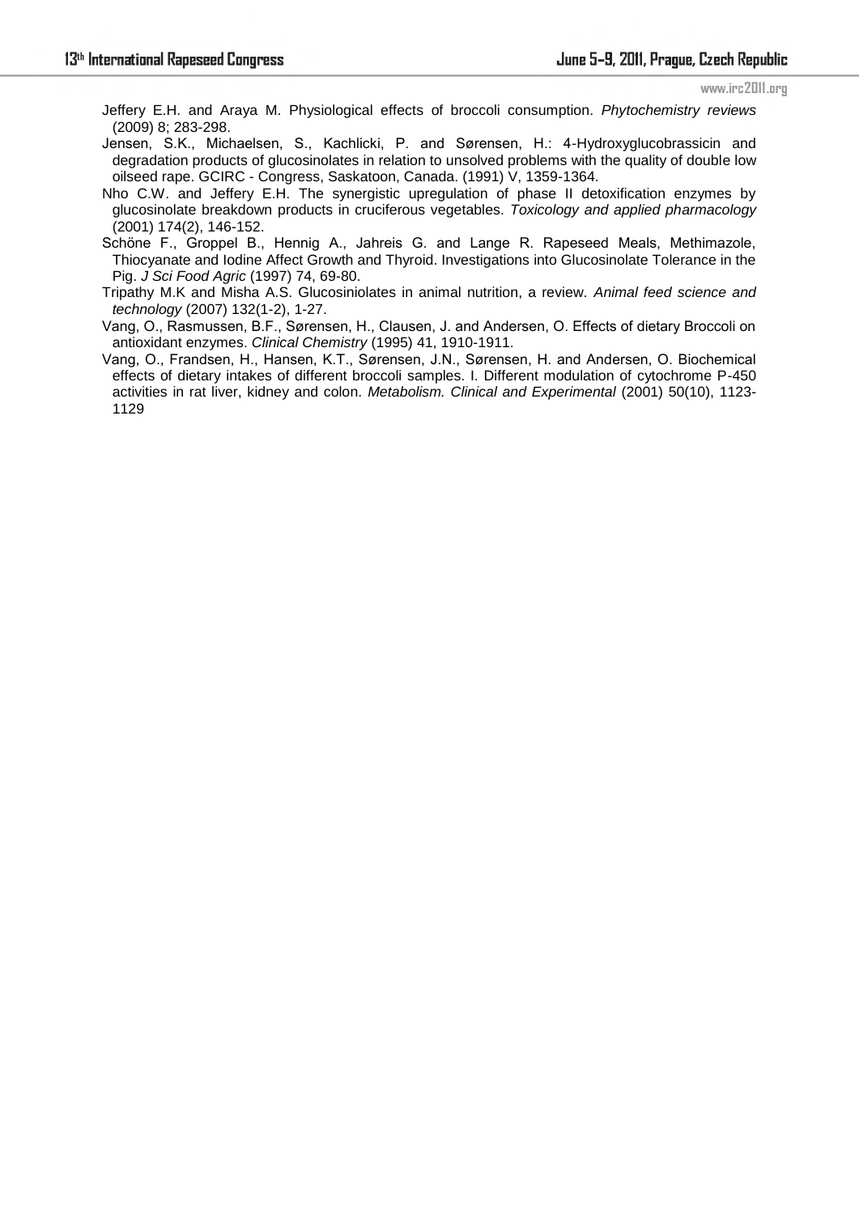Jeffery E.H. and Araya M. Physiological effects of broccoli consumption. *Phytochemistry reviews* (2009) 8; 283-298.

Jensen, S.K., Michaelsen, S., Kachlicki, P. and Sørensen, H.: 4-Hydroxyglucobrassicin and degradation products of glucosinolates in relation to unsolved problems with the quality of double low oilseed rape. GCIRC - Congress, Saskatoon, Canada. (1991) V, 1359-1364.

Nho C.W. and Jeffery E.H. The synergistic upregulation of phase II detoxification enzymes by glucosinolate breakdown products in cruciferous vegetables. *Toxicology and applied pharmacology* (2001) 174(2), 146-152.

Schöne F., Groppel B., Hennig A., Jahreis G. and Lange R. Rapeseed Meals, Methimazole, Thiocyanate and Iodine Affect Growth and Thyroid. Investigations into Glucosinolate Tolerance in the Pig. *J Sci Food Agric* (1997) 74, 69-80.

Tripathy M.K and Misha A.S. Glucosiniolates in animal nutrition, a review. *Animal feed science and technology* (2007) 132(1-2), 1-27.

Vang, O., Rasmussen, B.F., Sørensen, H., Clausen, J. and Andersen, O. Effects of dietary Broccoli on antioxidant enzymes. *Clinical Chemistry* (1995) 41, 1910-1911.

Vang, O., Frandsen, H., Hansen, K.T., Sørensen, J.N., Sørensen, H. and Andersen, O. Biochemical effects of dietary intakes of different broccoli samples. I. Different modulation of cytochrome P-450 activities in rat liver, kidney and colon. *Metabolism. Clinical and Experimental* (2001) 50(10), 1123-1129